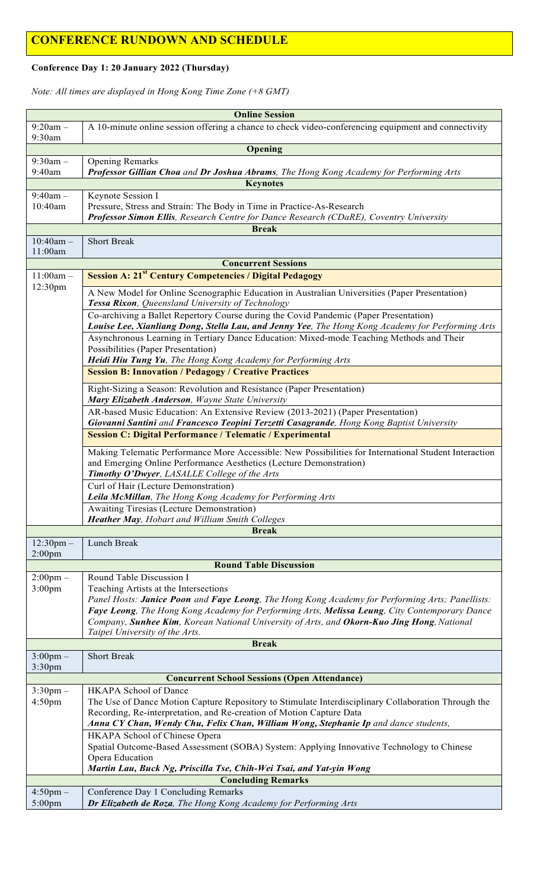# CONFERENCE RUNDOWN AND SCHEDULE

**Conference Day 1: 20 January 2022 (Thursday)**

*Note: All times are displayed in Hong Kong Time Zone (+8 GMT)*

| **Online Session** | |
|---|---|
| 9:20am – 9:30am | A 10-minute online session offering a chance to check video-conferencing equipment and connectivity |
| **Opening** | |
| 9:30am – 9:40am | Opening Remarks<br>***Professor Gillian Choa** and **Dr Joshua Abrams**, The Hong Kong Academy for Performing Arts* |
| **Keynotes** | |
| 9:40am – 10:40am | Keynote Session I<br>Pressure, Stress and Strain: The Body in Time in Practice-As-Research<br>***Professor Simon Ellis**, Research Centre for Dance Research (CDaRE), Coventry University* |
| **Break** | |
| 10:40am – 11:00am | Short Break |
| **Concurrent Sessions** | |
| 11:00am – 12:30pm | **Session A: 21st Century Competencies / Digital Pedagogy** |
| | A New Model for Online Scenographic Education in Australian Universities (Paper Presentation)<br>***Tessa Rixon**, Queensland University of Technology* |
| | Co-archiving a Ballet Repertory Course during the Covid Pandemic (Paper Presentation)<br>***Louise Lee, Xianliang Dong, Stella Lau, and Jenny Yee**, The Hong Kong Academy for Performing Arts* |
| | Asynchronous Learning in Tertiary Dance Education: Mixed-mode Teaching Methods and Their Possibilities (Paper Presentation)<br>***Heidi Hiu Tung Yu**, The Hong Kong Academy for Performing Arts* |
| | **Session B: Innovation / Pedagogy / Creative Practices** |
| | Right-Sizing a Season: Revolution and Resistance (Paper Presentation)<br>***Mary Elizabeth Anderson**, Wayne State University* |
| | AR-based Music Education: An Extensive Review (2013-2021) (Paper Presentation)<br>***Giovanni Santini** and **Francesco Teopini Terzetti Casagrande**, Hong Kong Baptist University* |
| | **Session C: Digital Performance / Telematic / Experimental** |
| | Making Telematic Performance More Accessible: New Possibilities for International Student Interaction and Emerging Online Performance Aesthetics (Lecture Demonstration)<br>***Timothy O'Dwyer**, LASALLE College of the Arts* |
| | Curl of Hair (Lecture Demonstration)<br>***Leila McMillan**, The Hong Kong Academy for Performing Arts* |
| | Awaiting Tiresias (Lecture Demonstration)<br>***Heather May**, Hobart and William Smith Colleges* |
| **Break** | |
| 12:30pm – 2:00pm | Lunch Break |
| **Round Table Discussion** | |
| 2:00pm – 3:00pm | Round Table Discussion I<br>Teaching Artists at the Intersections<br>*Panel Hosts: **Janice Poon** and **Faye Leong**, The Hong Kong Academy for Performing Arts; Panellists: **Faye Leong**, The Hong Kong Academy for Performing Arts, **Melissa Leung**, City Contemporary Dance Company, **Sunhee Kim**, Korean National University of Arts, and **Okorn-Kuo Jing Hong**, National Taipei University of the Arts.* |
| **Break** | |
| 3:00pm – 3:30pm | Short Break |
| **Concurrent School Sessions (Open Attendance)** | |
| 3:30pm – 4:50pm | HKAPA School of Dance<br>The Use of Dance Motion Capture Repository to Stimulate Interdisciplinary Collaboration Through the Recording, Re-interpretation, and Re-creation of Motion Capture Data<br>***Anna CY Chan, Wendy Chu, Felix Chan, William Wong, Stephanie Ip** and dance students,* |
| | HKAPA School of Chinese Opera<br>Spatial Outcome-Based Assessment (SOBA) System: Applying Innovative Technology to Chinese Opera Education<br>***Martin Lau, Buck Ng, Priscilla Tse, Chih-Wei Tsai, and Yat-yin Wong*** |
| **Concluding Remarks** | |
| 4:50pm – 5:00pm | Conference Day 1 Concluding Remarks<br>***Dr Elizabeth de Roza**, The Hong Kong Academy for Performing Arts* |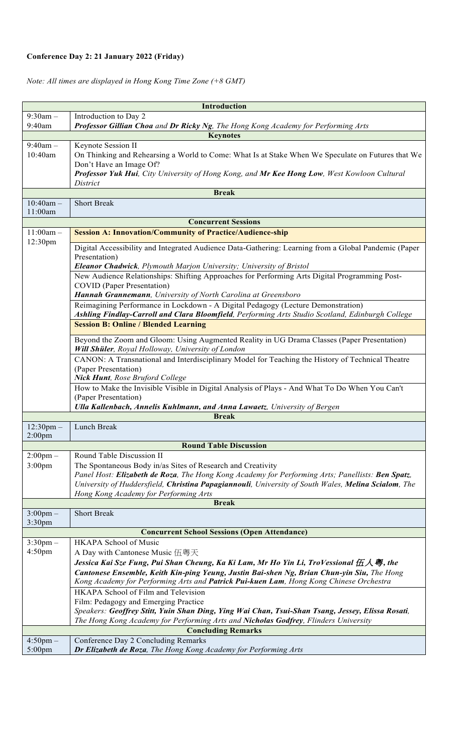**Conference Day 2: 21 January 2022 (Friday)**

*Note: All times are displayed in Hong Kong Time Zone (+8 GMT)*

| **Introduction** | |
|---|---|
| 9:30am – 9:40am | Introduction to Day 2<br>***Professor Gillian Choa*** *and* ***Dr Ricky Ng****, The Hong Kong Academy for Performing Arts* |
| **Keynotes** | |
| 9:40am – 10:40am | Keynote Session II<br>On Thinking and Rehearsing a World to Come: What Is at Stake When We Speculate on Futures that We Don't Have an Image Of?<br>***Professor Yuk Hui****, City University of Hong Kong, and* ***Mr Kee Hong Low****, West Kowloon Cultural District* |
| **Break** | |
| 10:40am – 11:00am | Short Break |
| **Concurrent Sessions** | |
| 11:00am – 12:30pm | **Session A: Innovation/Community of Practice/Audience-ship** |
| | Digital Accessibility and Integrated Audience Data-Gathering: Learning from a Global Pandemic (Paper Presentation)<br>***Eleanor Chadwick****, Plymouth Marjon University; University of Bristol* |
| | New Audience Relationships: Shifting Approaches for Performing Arts Digital Programming Post-COVID (Paper Presentation)<br>***Hannah Grannemann****, University of North Carolina at Greensboro* |
| | Reimagining Performance in Lockdown - A Digital Pedagogy (Lecture Demonstration)<br>***Ashling Findlay-Carroll and Clara Bloomfield****, Performing Arts Studio Scotland, Edinburgh College* |
| | **Session B: Online / Blended Learning** |
| | Beyond the Zoom and Gloom: Using Augmented Reality in UG Drama Classes (Paper Presentation)<br>***Will Shüler****, Royal Holloway, University of London* |
| | CANON: A Transnational and Interdisciplinary Model for Teaching the History of Technical Theatre (Paper Presentation)<br>***Nick Hunt****, Rose Bruford College* |
| | How to Make the Invisible Visible in Digital Analysis of Plays - And What To Do When You Can't (Paper Presentation)<br>***Ulla Kallenbach, Annelis Kuhlmann, and Anna Lawaetz****, University of Bergen* |
| **Break** | |
| 12:30pm – 2:00pm | Lunch Break |
| **Round Table Discussion** | |
| 2:00pm – 3:00pm | Round Table Discussion II<br>The Spontaneous Body in/as Sites of Research and Creativity<br>*Panel Host:* ***Elizabeth de Roza****, The Hong Kong Academy for Performing Arts; Panellists:* ***Ben Spatz****, University of Huddersfield,* ***Christina Papagiannouli****, University of South Wales,* ***Melina Scialom****, The Hong Kong Academy for Performing Arts* |
| **Break** | |
| 3:00pm – 3:30pm | Short Break |
| **Concurrent School Sessions (Open Attendance)** | |
| 3:30pm – 4:50pm | HKAPA School of Music<br>A Day with Cantonese Music 伍粵天<br>***Jessica Kai Sze Fung, Pui Shan Cheung, Ka Ki Lam, Mr Ho Yin Li, TroVessional 伍人粵, the Cantonese Ensemble, Keith Kin-ping Yeung, Justin Bai-shen Ng, Brian Chun-yin Siu,*** *The Hong Kong Academy for Performing Arts and* ***Patrick Pui-kuen Lam****, Hong Kong Chinese Orchestra* |
| | HKAPA School of Film and Television<br>Film: Pedagogy and Emerging Practice<br>*Speakers:* ***Geoffrey Stitt, Yuin Shan Ding, Ying Wai Chan, Tsui-Shan Tsang, Jessey, Elissa Rosati****, The Hong Kong Academy for Performing Arts and* ***Nicholas Godfrey****, Flinders University* |
| **Concluding Remarks** | |
| 4:50pm – 5:00pm | Conference Day 2 Concluding Remarks<br>***Dr Elizabeth de Roza****, The Hong Kong Academy for Performing Arts* |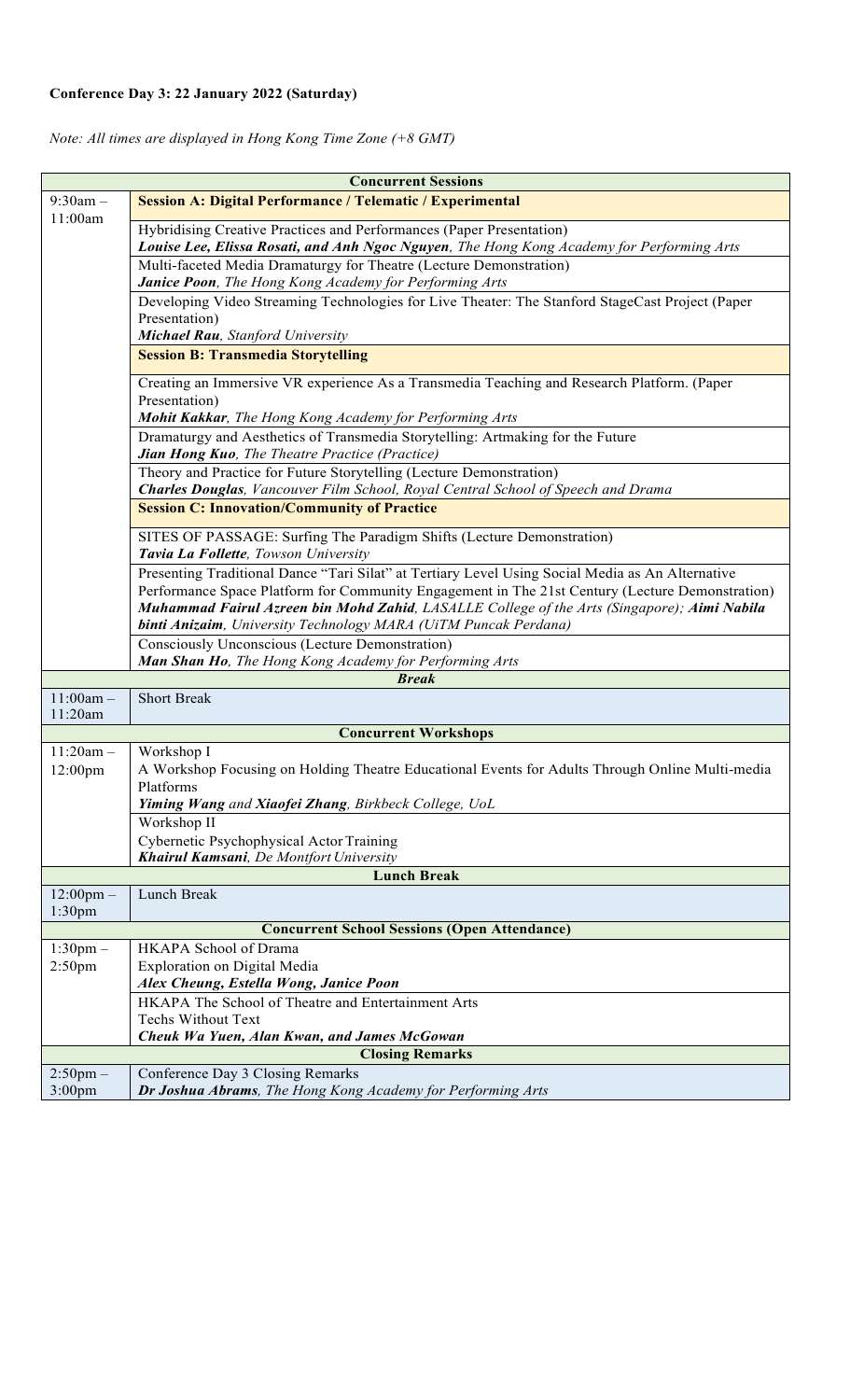**Conference Day 3: 22 January 2022 (Saturday)**

*Note: All times are displayed in Hong Kong Time Zone (+8 GMT)*

| | |
|---|---|
| **Concurrent Sessions** | |
| 9:30am – 11:00am | **Session A: Digital Performance / Telematic / Experimental** |
| | Hybridising Creative Practices and Performances (Paper Presentation)<br>***Louise Lee, Elissa Rosati, and Anh Ngoc Nguyen**, The Hong Kong Academy for Performing Arts* |
| | Multi-faceted Media Dramaturgy for Theatre (Lecture Demonstration)<br>***Janice Poon**, The Hong Kong Academy for Performing Arts* |
| | Developing Video Streaming Technologies for Live Theater: The Stanford StageCast Project (Paper Presentation)<br>***Michael Rau**, Stanford University* |
| | **Session B: Transmedia Storytelling** |
| | Creating an Immersive VR experience As a Transmedia Teaching and Research Platform. (Paper Presentation)<br>***Mohit Kakkar**, The Hong Kong Academy for Performing Arts* |
| | Dramaturgy and Aesthetics of Transmedia Storytelling: Artmaking for the Future<br>***Jian Hong Kuo**, The Theatre Practice (Practice)* |
| | Theory and Practice for Future Storytelling (Lecture Demonstration)<br>***Charles Douglas**, Vancouver Film School, Royal Central School of Speech and Drama* |
| | **Session C: Innovation/Community of Practice** |
| | SITES OF PASSAGE: Surfing The Paradigm Shifts (Lecture Demonstration)<br>***Tavia La Follette**, Towson University* |
| | Presenting Traditional Dance "Tari Silat" at Tertiary Level Using Social Media as An Alternative Performance Space Platform for Community Engagement in The 21st Century (Lecture Demonstration)<br>***Muhammad Fairul Azreen bin Mohd Zahid**, LASALLE College of the Arts (Singapore); **Aimi Nabila binti Anizaim**, University Technology MARA (UiTM Puncak Perdana)* |
| | Consciously Unconscious (Lecture Demonstration)<br>***Man Shan Ho**, The Hong Kong Academy for Performing Arts* |
| ***Break*** | |
| 11:00am – 11:20am | Short Break |
| **Concurrent Workshops** | |
| 11:20am – 12:00pm | Workshop I<br>A Workshop Focusing on Holding Theatre Educational Events for Adults Through Online Multi-media Platforms<br>***Yiming Wang** and **Xiaofei Zhang**, Birkbeck College, UoL* |
| | Workshop II<br>Cybernetic Psychophysical Actor Training<br>***Khairul Kamsani**, De Montfort University* |
| **Lunch Break** | |
| 12:00pm – 1:30pm | Lunch Break |
| **Concurrent School Sessions (Open Attendance)** | |
| 1:30pm – 2:50pm | HKAPA School of Drama<br>Exploration on Digital Media<br>***Alex Cheung, Estella Wong, Janice Poon*** |
| | HKAPA The School of Theatre and Entertainment Arts<br>Techs Without Text<br>***Cheuk Wa Yuen, Alan Kwan, and James McGowan*** |
| **Closing Remarks** | |
| 2:50pm – 3:00pm | Conference Day 3 Closing Remarks<br>***Dr Joshua Abrams**, The Hong Kong Academy for Performing Arts* |